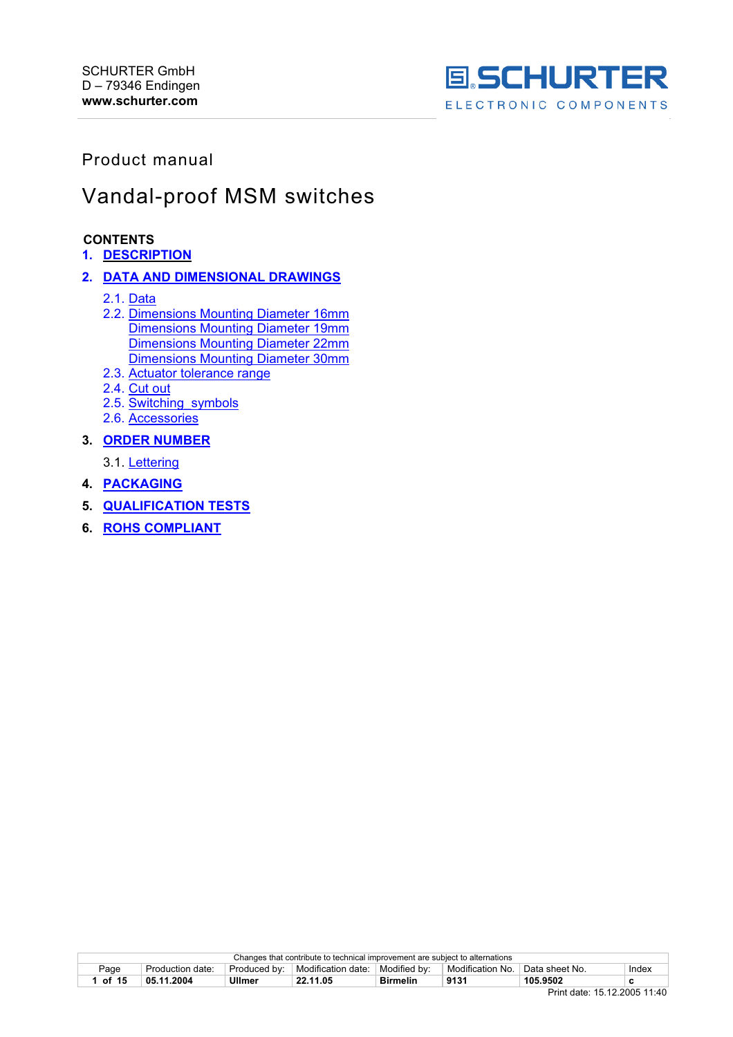SCHURTER GmbH
D – 79346 Endingen
**www.schurter.com**

SCHURTER ELECTRONIC COMPONENTS

Product manual

# Vandal-proof MSM switches

**CONTENTS**

1. **DESCRIPTION**
2. **DATA AND DIMENSIONAL DRAWINGS**
   - 2.1. Data
   - 2.2. Dimensions Mounting Diameter 16mm
     Dimensions Mounting Diameter 19mm
     Dimensions Mounting Diameter 22mm
     Dimensions Mounting Diameter 30mm
   - 2.3. Actuator tolerance range
   - 2.4. Cut out
   - 2.5. Switching_symbols
   - 2.6. Accessories
3. **ORDER NUMBER**
   - 3.1. Lettering
4. **PACKAGING**
5. **QUALIFICATION TESTS**
6. **ROHS COMPLIANT**

| Changes that contribute to technical improvement are subject to alternations | | | | | | | |
|---|---|---|---|---|---|---|---|
| Page | Production date: | Produced by: | Modification date: | Modified by: | Modification No. | Data sheet No. | Index |
| **1 of 15** | **05.11.2004** | **Ullmer** | **22.11.05** | **Birmelin** | **9131** | **105.9502** | **c** |

Print date: 15.12.2005 11:40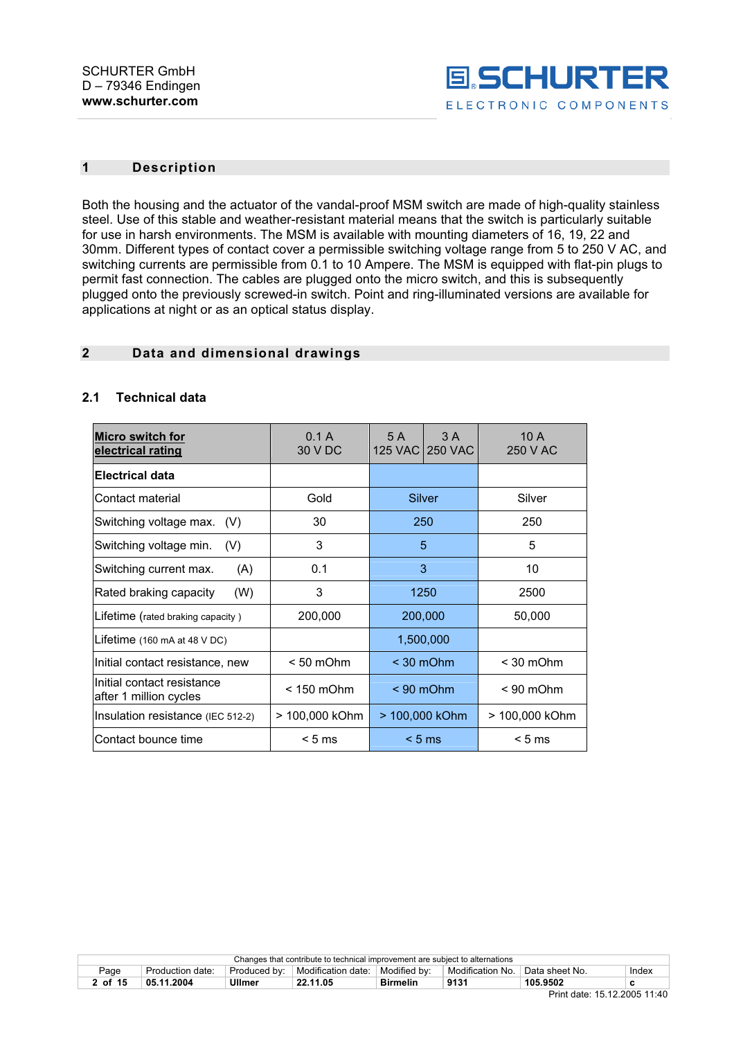## 1 Description

Both the housing and the actuator of the vandal-proof MSM switch are made of high-quality stainless steel. Use of this stable and weather-resistant material means that the switch is particularly suitable for use in harsh environments. The MSM is available with mounting diameters of 16, 19, 22 and 30mm. Different types of contact cover a permissible switching voltage range from 5 to 250 V AC, and switching currents are permissible from 0.1 to 10 Ampere. The MSM is equipped with flat-pin plugs to permit fast connection. The cables are plugged onto the micro switch, and this is subsequently plugged onto the previously screwed-in switch. Point and ring-illuminated versions are available for applications at night or as an optical status display.

## 2 Data and dimensional drawings

### 2.1 Technical data

| Micro switch for electrical rating | 0.1 A 30 V DC | 5 A 125 VAC | 3 A 250 VAC | 10 A 250 V AC |
|---|---|---|---|---|
| **Electrical data** | | | | |
| Contact material | Gold | Silver | | Silver |
| Switching voltage max. (V) | 30 | 250 | | 250 |
| Switching voltage min. (V) | 3 | 5 | | 5 |
| Switching current max. (A) | 0.1 | 3 | | 10 |
| Rated braking capacity (W) | 3 | 1250 | | 2500 |
| Lifetime (rated braking capacity ) | 200,000 | 200,000 | | 50,000 |
| Lifetime (160 mA at 48 V DC) | | 1,500,000 | | |
| Initial contact resistance, new | < 50 mOhm | < 30 mOhm | | < 30 mOhm |
| Initial contact resistance after 1 million cycles | < 150 mOhm | < 90 mOhm | | < 90 mOhm |
| Insulation resistance (IEC 512-2) | > 100,000 kOhm | > 100,000 kOhm | | > 100,000 kOhm |
| Contact bounce time | < 5 ms | < 5 ms | | < 5 ms |

Changes that contribute to technical improvement are subject to alternations

| Page | Production date: | Produced by: | Modification date: | Modified by: | Modification No. | Data sheet No. | Index |
|---|---|---|---|---|---|---|---|
| 2 of 15 | 05.11.2004 | Ullmer | 22.11.05 | Birmelin | 9131 | 105.9502 | c |

Print date: 15.12.2005 11:40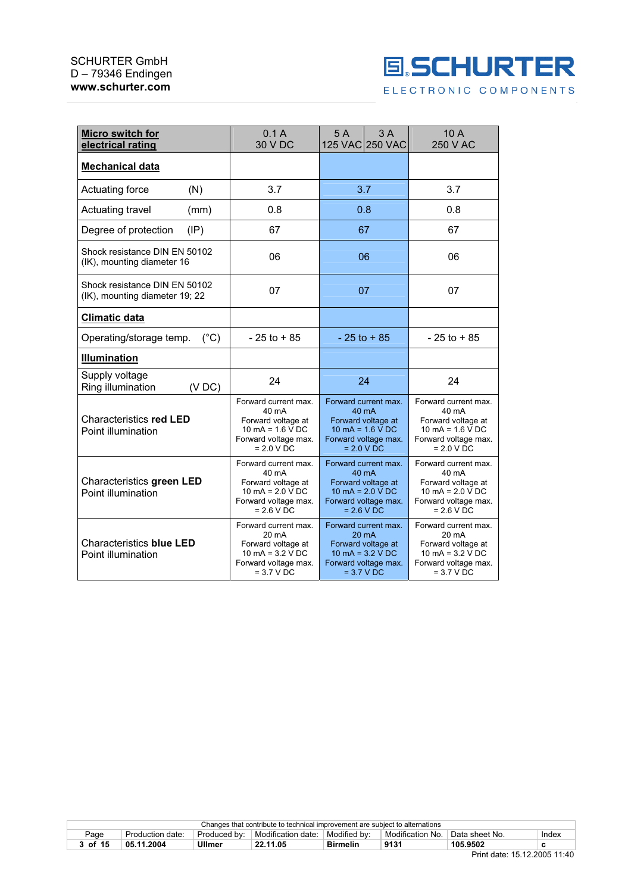| Micro switch for electrical rating | 0.1 A 30 V DC | 5 A 125 VAC | 3 A 250 VAC | 10 A 250 V AC |
|---|---|---|---|---|
| **Mechanical data** | | | | |
| Actuating force (N) | 3.7 | 3.7 | | 3.7 |
| Actuating travel (mm) | 0.8 | 0.8 | | 0.8 |
| Degree of protection (IP) | 67 | 67 | | 67 |
| Shock resistance DIN EN 50102 (IK), mounting diameter 16 | 06 | 06 | | 06 |
| Shock resistance DIN EN 50102 (IK), mounting diameter 19; 22 | 07 | 07 | | 07 |
| **Climatic data** | | | | |
| Operating/storage temp. (°C) | - 25 to + 85 | - 25 to + 85 | | - 25 to + 85 |
| **Illumination** | | | | |
| Supply voltage Ring illumination (V DC) | 24 | 24 | | 24 |
| Characteristics **red LED** Point illumination | Forward current max. 40 mA Forward voltage at 10 mA = 1.6 V DC Forward voltage max. = 2.0 V DC | Forward current max. 40 mA Forward voltage at 10 mA = 1.6 V DC Forward voltage max. = 2.0 V DC | | Forward current max. 40 mA Forward voltage at 10 mA = 1.6 V DC Forward voltage max. = 2.0 V DC |
| Characteristics **green LED** Point illumination | Forward current max. 40 mA Forward voltage at 10 mA = 2.0 V DC Forward voltage max. = 2.6 V DC | Forward current max. 40 mA Forward voltage at 10 mA = 2.0 V DC Forward voltage max. = 2.6 V DC | | Forward current max. 40 mA Forward voltage at 10 mA = 2.0 V DC Forward voltage max. = 2.6 V DC |
| Characteristics **blue LED** Point illumination | Forward current max. 20 mA Forward voltage at 10 mA = 3.2 V DC Forward voltage max. = 3.7 V DC | Forward current max. 20 mA Forward voltage at 10 mA = 3.2 V DC Forward voltage max. = 3.7 V DC | | Forward current max. 20 mA Forward voltage at 10 mA = 3.2 V DC Forward voltage max. = 3.7 V DC |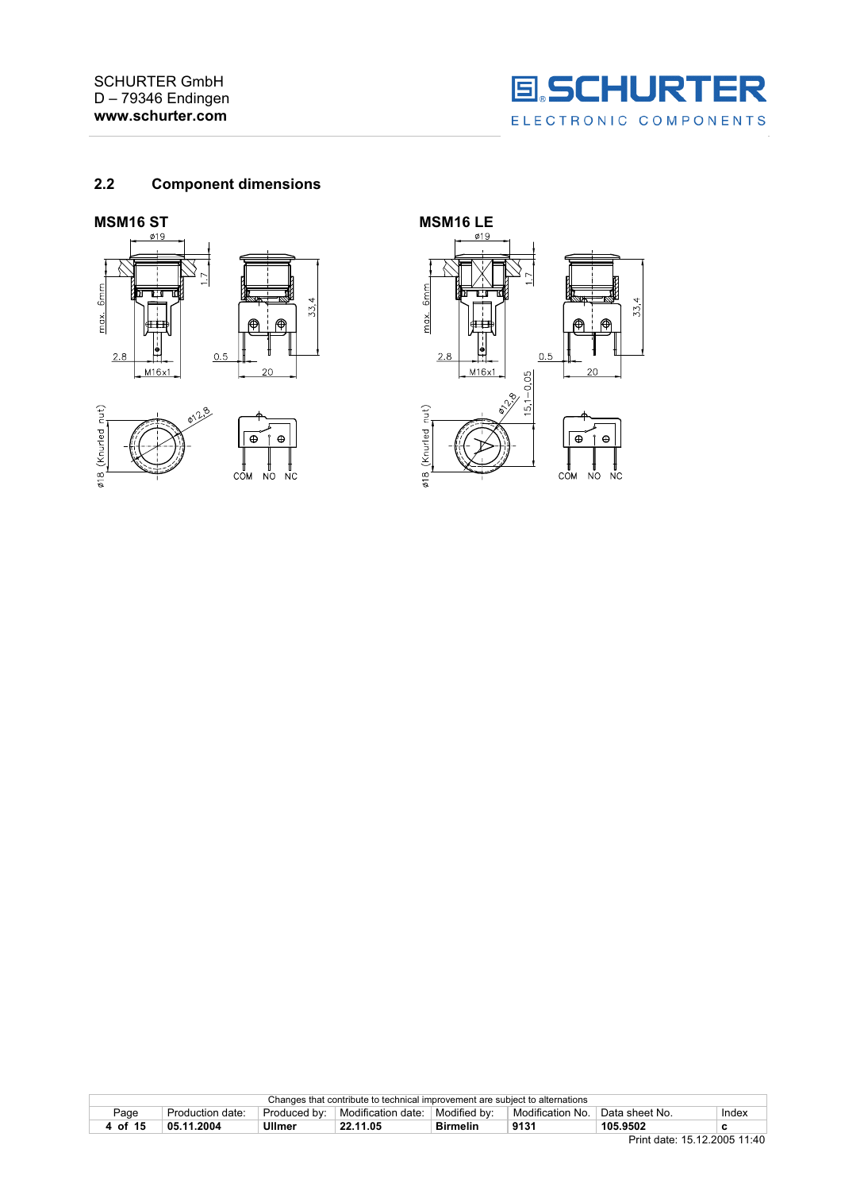## 2.2 Component dimensions

**MSM16 ST**

**MSM16 LE**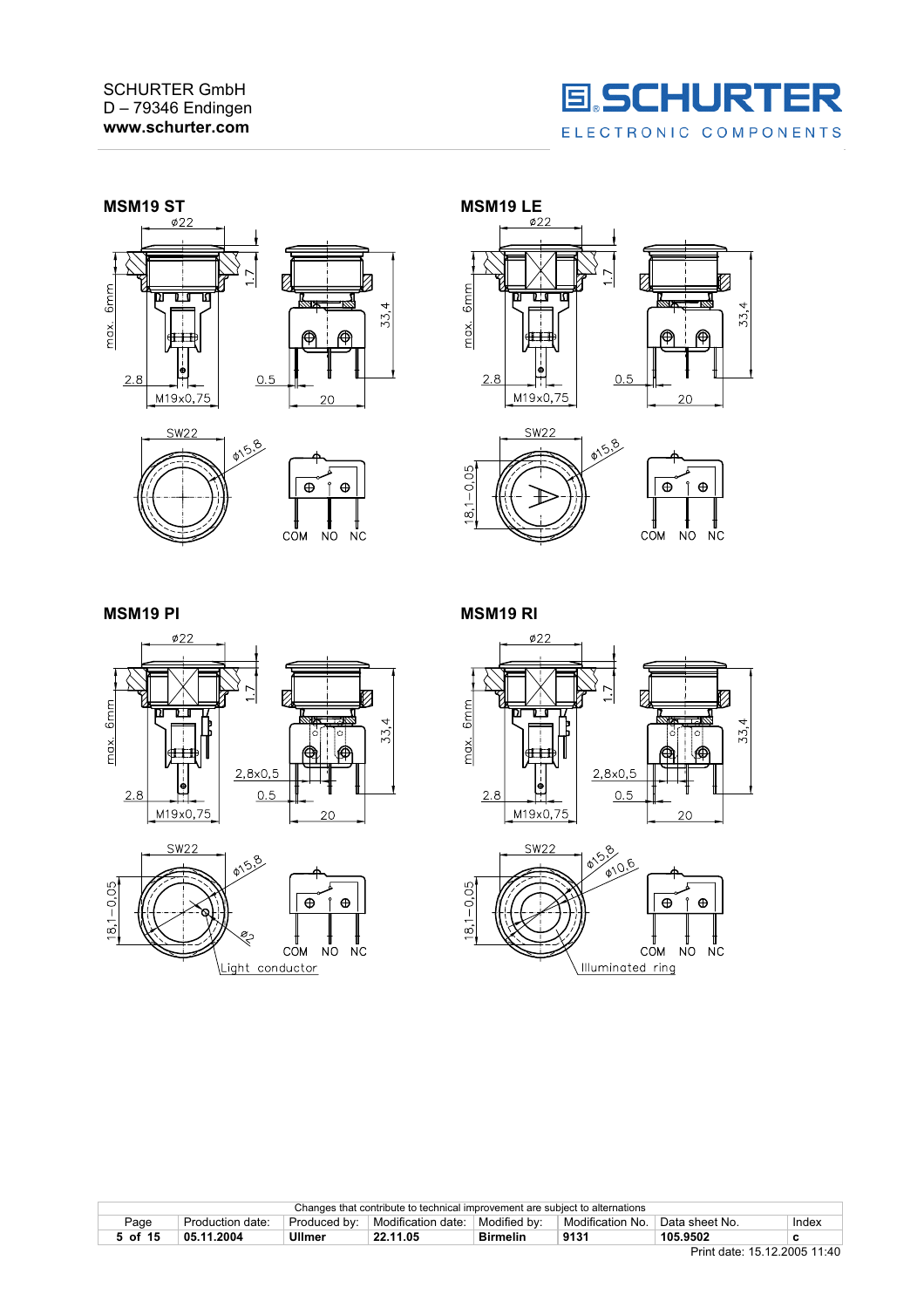## MSM19 ST

ø22

1.7

max. 6mm

33,4

2.8

0.5

M19x0,75

20

SW22

ø15,8

COM NO NC

## MSM19 LE

ø22

1.7

max. 6mm

33,4

2.8

0.5

M19x0,75

20

SW22

ø15,8

18,1−0,05

COM NO NC

## MSM19 PI

ø22

1.7

max. 6mm

33,4

2,8x0,5

2.8

0.5

M19x0,75

20

SW22

ø15,8

18,1−0,05

ø3

Light conductor

COM NO NC

## MSM19 RI

ø22

1.7

max. 6mm

33,4

2,8x0,5

2.8

0.5

M19x0,75

20

SW22

ø15,8

ø10,6

18,1−0,05

Illuminated ring

COM NO NC

Changes that contribute to technical improvement are subject to alternations

| Page | Production date: | Produced by: | Modification date: | Modified by: | Modification No. | Data sheet No. | Index |
|---|---|---|---|---|---|---|---|
| 5 of 15 | 05.11.2004 | Ullmer | 22.11.05 | Birmelin | 9131 | 105.9502 | c |

Print date: 15.12.2005 11:40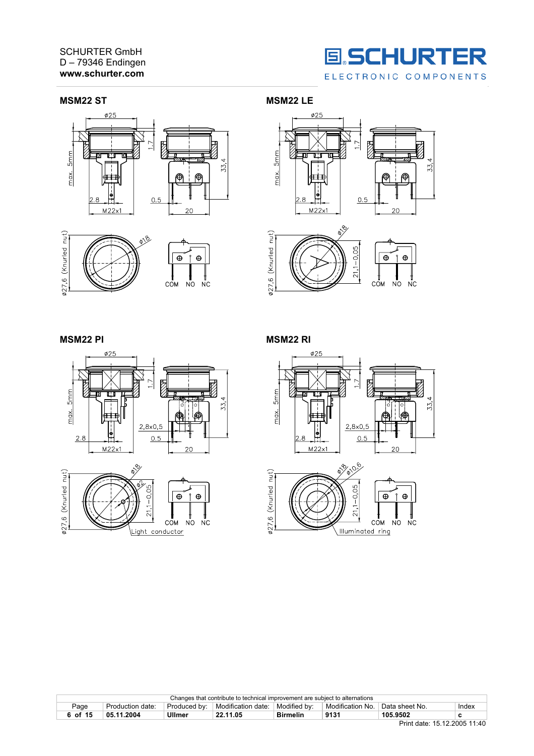SCHURTER GmbH
D – 79346 Endingen
**www.schurter.com**

## MSM22 ST

ø25

1.7

max. 5mm

33,4

2.8

0.5

M22x1

20

ø27,6 (Knurled nut)

ø18

COM NO NC

## MSM22 LE

ø25

1.7

max. 5mm

33,4

2.8

0.5

M22x1

20

ø27,6 (Knurled nut)

ø18

21,1−0,05

COM NO NC

## MSM22 PI

ø25

1.7

max. 5mm

33,4

2,8x0,5

2.8

0.5

M22x1

20

ø27,6 (Knurled nut)

ø18

ø2

21,1−0,05

COM NO NC

Light conductor

## MSM22 RI

ø25

1.7

max. 5mm

33,4

2,8x0,5

2.8

0.5

M22x1

20

ø27,6 (Knurled nut)

ø18

ø10,6

21,1−0,05

COM NO NC

Illuminated ring

Changes that contribute to technical improvement are subject to alternations

| Page | Production date: | Produced by: | Modification date: | Modified by: | Modification No. | Data sheet No. | Index |
|---|---|---|---|---|---|---|---|
| 6 of 15 | 05.11.2004 | Ullmer | 22.11.05 | Birmelin | 9131 | 105.9502 | c |

Print date: 15.12.2005 11:40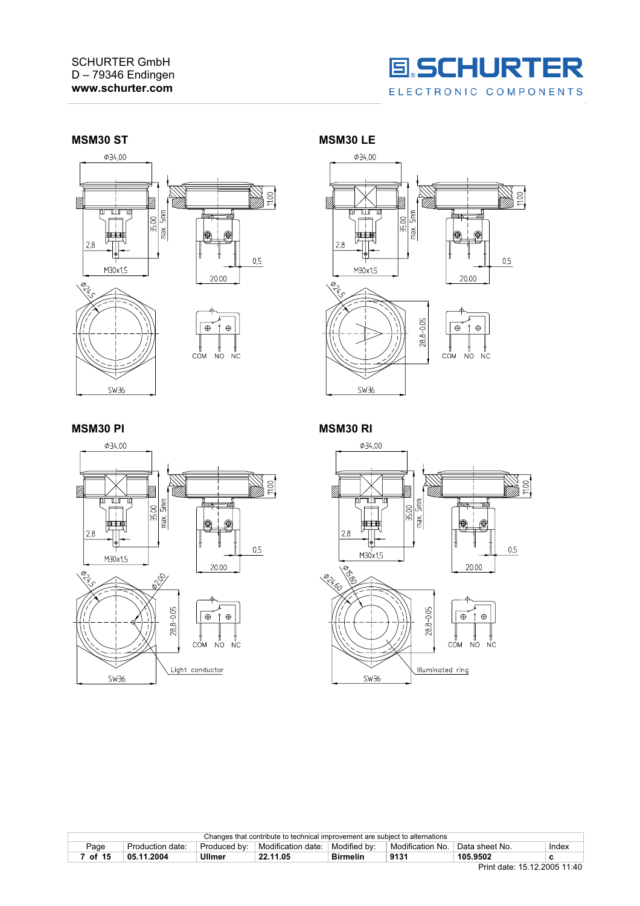## MSM30 ST

Φ34,00

35,00

max. 5mm

11,00

2,8

M30x1,5

0,5

20,00

Φ24,5

SW36

COM NO NC

## MSM30 LE

Φ34,00

35,00

max. 5mm

11,00

2,8

M30x1,5

0,5

20,00

Φ24,5

28,8-0,05

SW36

COM NO NC

## MSM30 PI

Φ34,00

35,00

max. 5mm

11,00

2,8

M30x1,5

0,5

20,00

Φ24,5

Φ2,00

28,8-0,05

SW36

Light conductor

COM NO NC

## MSM30 RI

Φ34,00

35,00

max. 5mm

11,00

2,8

M30x1,5

0,5

20,00

Φ24,60

Φ15,80

28,8-0,05

SW36

Illuminated ring

COM NO NC

Changes that contribute to technical improvement are subject to alternations

| Page | Production date: | Produced by: | Modification date: | Modified by: | Modification No. | Data sheet No. | Index |
|---|---|---|---|---|---|---|---|
| 7 of 15 | 05.11.2004 | Ullmer | 22.11.05 | Birmelin | 9131 | 105.9502 | c |

Print date: 15.12.2005 11:40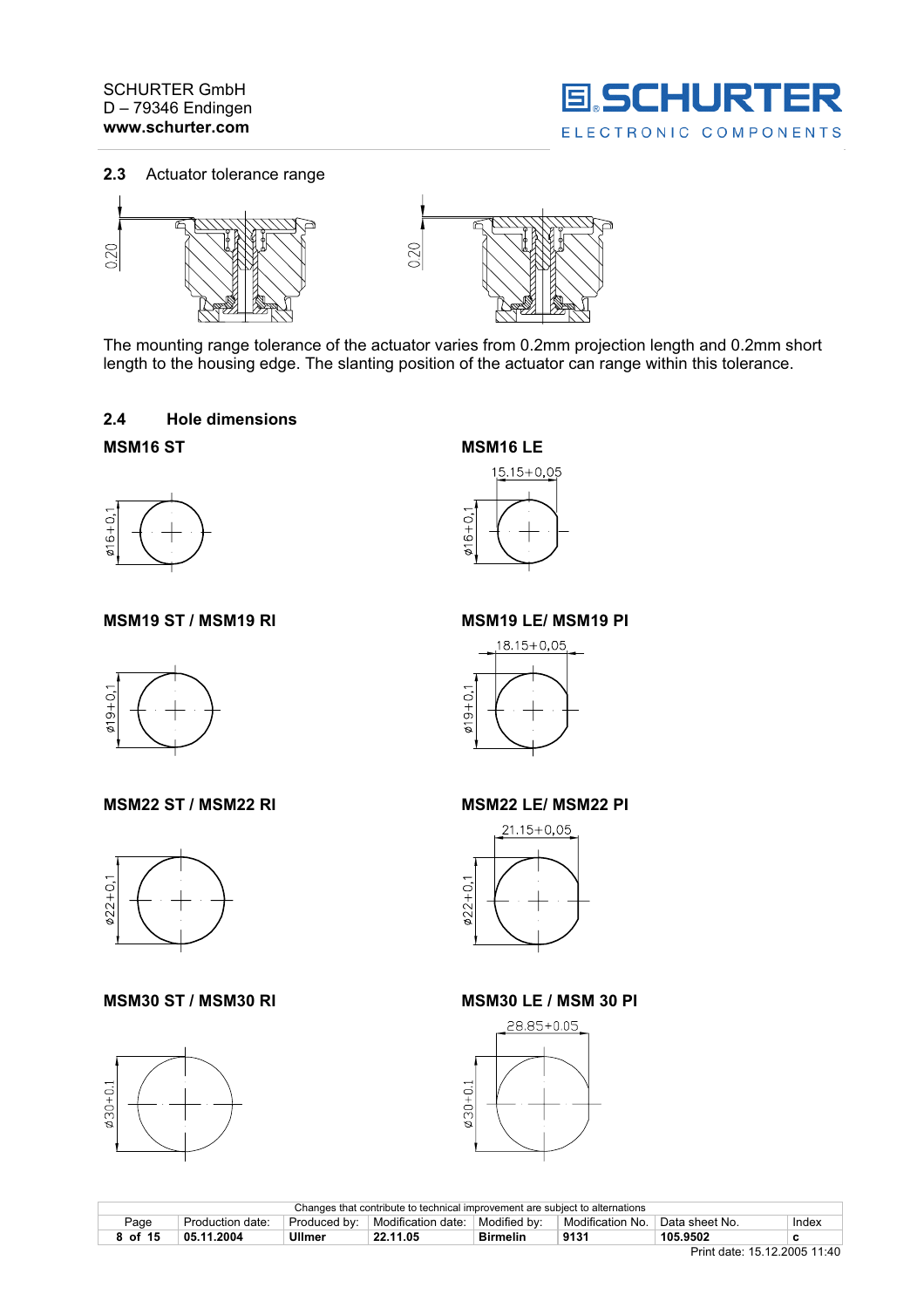## 2.3 Actuator tolerance range

0.20

0.20

The mounting range tolerance of the actuator varies from 0.2mm projection length and 0.2mm short length to the housing edge. The slanting position of the actuator can range within this tolerance.

## 2.4 Hole dimensions

**MSM16 ST**

ø16+0,1

**MSM16 LE**

15.15+0,05

ø16+0,1

**MSM19 ST / MSM19 RI**

ø19+0,1

**MSM19 LE/ MSM19 PI**

18.15+0,05

ø19+0,1

**MSM22 ST / MSM22 RI**

ø22+0,1

**MSM22 LE/ MSM22 PI**

21.15+0,05

ø22+0,1

**MSM30 ST / MSM30 RI**

ø30+0.1

**MSM30 LE / MSM 30 PI**

28.85+0.05

ø30+0.1

Changes that contribute to technical improvement are subject to alternations

| Page | Production date: | Produced by: | Modification date: | Modified by: | Modification No. | Data sheet No. | Index |
|---|---|---|---|---|---|---|---|
| 8 of 15 | 05.11.2004 | Ullmer | 22.11.05 | Birmelin | 9131 | 105.9502 | c |

Print date: 15.12.2005 11:40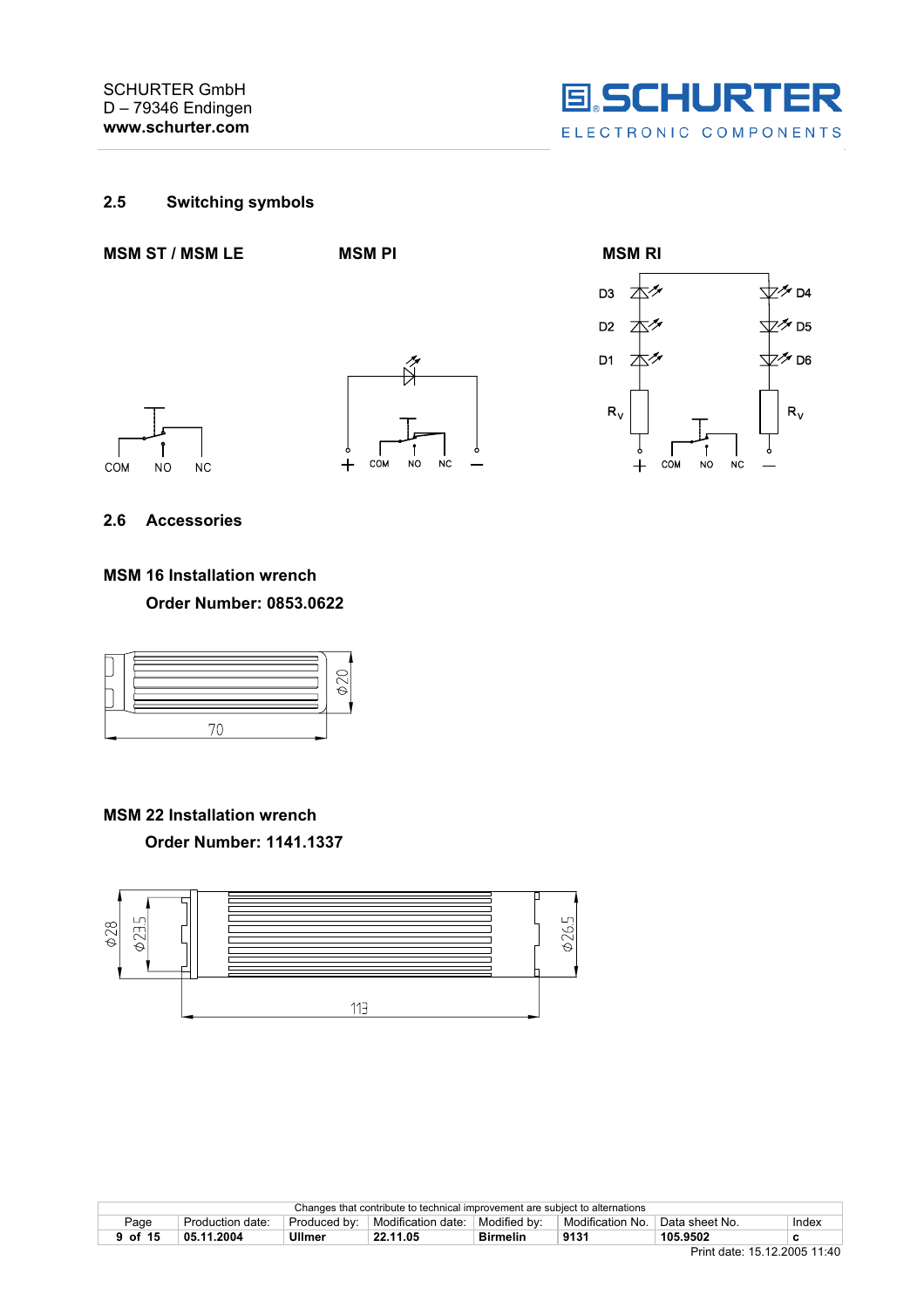## 2.5 Switching symbols

**MSM ST / MSM LE**

COM NO NC

**MSM PI**

+ COM NO NC −

**MSM RI**

D3 D2 D1 $R_V$ D4 D5 D6 $R_V$

+ COM NO NC −

## 2.6 Accessories

**MSM 16 Installation wrench**

**Order Number: 0853.0622**

Ø20

70

**MSM 22 Installation wrench**

**Order Number: 1141.1337**

Ø28 Ø23.5 Ø26.5

113

Changes that contribute to technical improvement are subject to alternations

| Page | Production date: | Produced by: | Modification date: | Modified by: | Modification No. | Data sheet No. | Index |
|---|---|---|---|---|---|---|---|
| 9 of 15 | 05.11.2004 | Ullmer | 22.11.05 | Birmelin | 9131 | 105.9502 | c |

Print date: 15.12.2005 11:40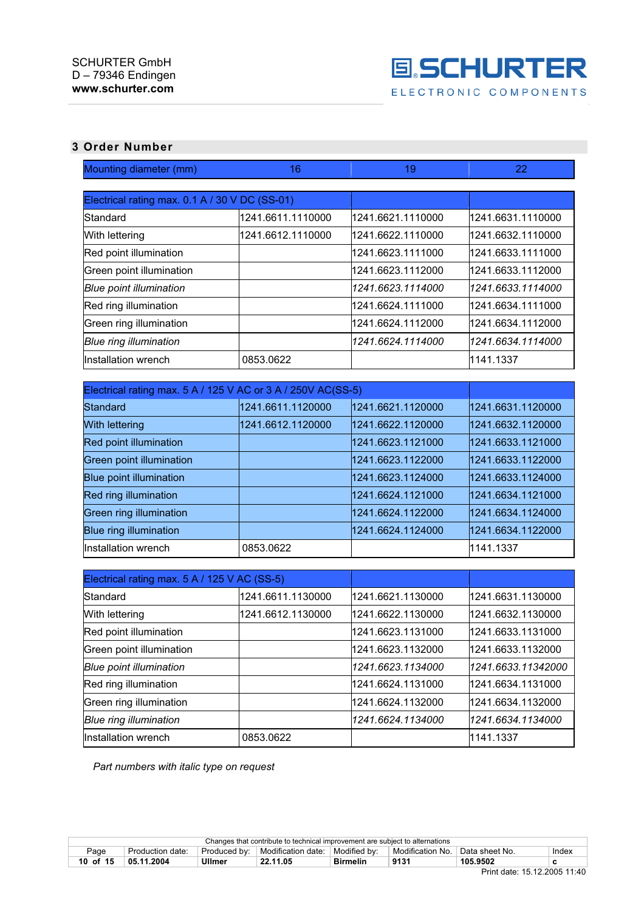## 3 Order Number

| Mounting diameter (mm) | 16 | 19 | 22 |
|---|---|---|---|
| **Electrical rating max. 0.1 A / 30 V DC (SS-01)** | | | |
| Standard | 1241.6611.1110000 | 1241.6621.1110000 | 1241.6631.1110000 |
| With lettering | 1241.6612.1110000 | 1241.6622.1110000 | 1241.6632.1110000 |
| Red point illumination | | 1241.6623.1111000 | 1241.6633.1111000 |
| Green point illumination | | 1241.6623.1112000 | 1241.6633.1112000 |
| *Blue point illumination* | | *1241.6623.1114000* | *1241.6633.1114000* |
| Red ring illumination | | 1241.6624.1111000 | 1241.6634.1111000 |
| Green ring illumination | | 1241.6624.1112000 | 1241.6634.1112000 |
| *Blue ring illumination* | | *1241.6624.1114000* | *1241.6634.1114000* |
| Installation wrench | 0853.0622 | | 1141.1337 |
| **Electrical rating max. 5 A / 125 V AC or 3 A / 250V AC(SS-5)** | | | |
| Standard | 1241.6611.1120000 | 1241.6621.1120000 | 1241.6631.1120000 |
| With lettering | 1241.6612.1120000 | 1241.6622.1120000 | 1241.6632.1120000 |
| Red point illumination | | 1241.6623.1121000 | 1241.6633.1121000 |
| Green point illumination | | 1241.6623.1122000 | 1241.6633.1122000 |
| Blue point illumination | | 1241.6623.1124000 | 1241.6633.1124000 |
| Red ring illumination | | 1241.6624.1121000 | 1241.6634.1121000 |
| Green ring illumination | | 1241.6624.1122000 | 1241.6634.1124000 |
| Blue ring illumination | | 1241.6624.1124000 | 1241.6634.1122000 |
| Installation wrench | 0853.0622 | | 1141.1337 |
| **Electrical rating max. 5 A / 125 V AC (SS-5)** | | | |
| Standard | 1241.6611.1130000 | 1241.6621.1130000 | 1241.6631.1130000 |
| With lettering | 1241.6612.1130000 | 1241.6622.1130000 | 1241.6632.1130000 |
| Red point illumination | | 1241.6623.1131000 | 1241.6633.1131000 |
| Green point illumination | | 1241.6623.1132000 | 1241.6633.1132000 |
| *Blue point illumination* | | *1241.6623.1134000* | *1241.6633.11342000* |
| Red ring illumination | | 1241.6624.1131000 | 1241.6634.1131000 |
| Green ring illumination | | 1241.6624.1132000 | 1241.6634.1132000 |
| *Blue ring illumination* | | *1241.6624.1134000* | *1241.6634.1134000* |
| Installation wrench | 0853.0622 | | 1141.1337 |

*Part numbers with italic type on request*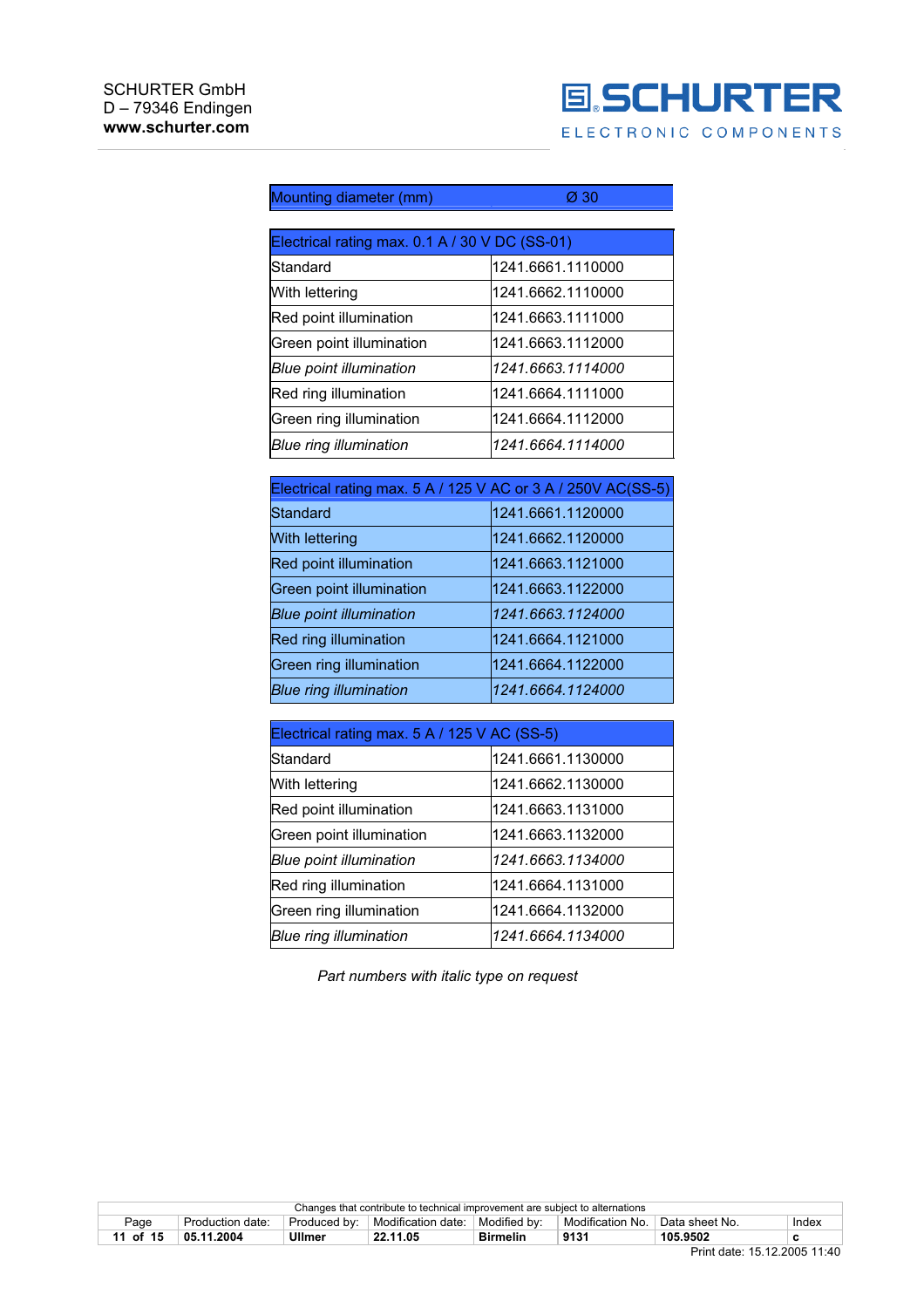| Mounting diameter (mm) | Ø 30 |
|---|---|

| Electrical rating max. 0.1 A / 30 V DC (SS-01) | |
|---|---|
| Standard | 1241.6661.1110000 |
| With lettering | 1241.6662.1110000 |
| Red point illumination | 1241.6663.1111000 |
| Green point illumination | 1241.6663.1112000 |
| *Blue point illumination* | *1241.6663.1114000* |
| Red ring illumination | 1241.6664.1111000 |
| Green ring illumination | 1241.6664.1112000 |
| *Blue ring illumination* | *1241.6664.1114000* |

| Electrical rating max. 5 A / 125 V AC or 3 A / 250V AC(SS-5) | |
|---|---|
| Standard | 1241.6661.1120000 |
| With lettering | 1241.6662.1120000 |
| Red point illumination | 1241.6663.1121000 |
| Green point illumination | 1241.6663.1122000 |
| *Blue point illumination* | *1241.6663.1124000* |
| Red ring illumination | 1241.6664.1121000 |
| Green ring illumination | 1241.6664.1122000 |
| *Blue ring illumination* | *1241.6664.1124000* |

| Electrical rating max. 5 A / 125 V AC (SS-5) | |
|---|---|
| Standard | 1241.6661.1130000 |
| With lettering | 1241.6662.1130000 |
| Red point illumination | 1241.6663.1131000 |
| Green point illumination | 1241.6663.1132000 |
| *Blue point illumination* | *1241.6663.1134000* |
| Red ring illumination | 1241.6664.1131000 |
| Green ring illumination | 1241.6664.1132000 |
| *Blue ring illumination* | *1241.6664.1134000* |

*Part numbers with italic type on request*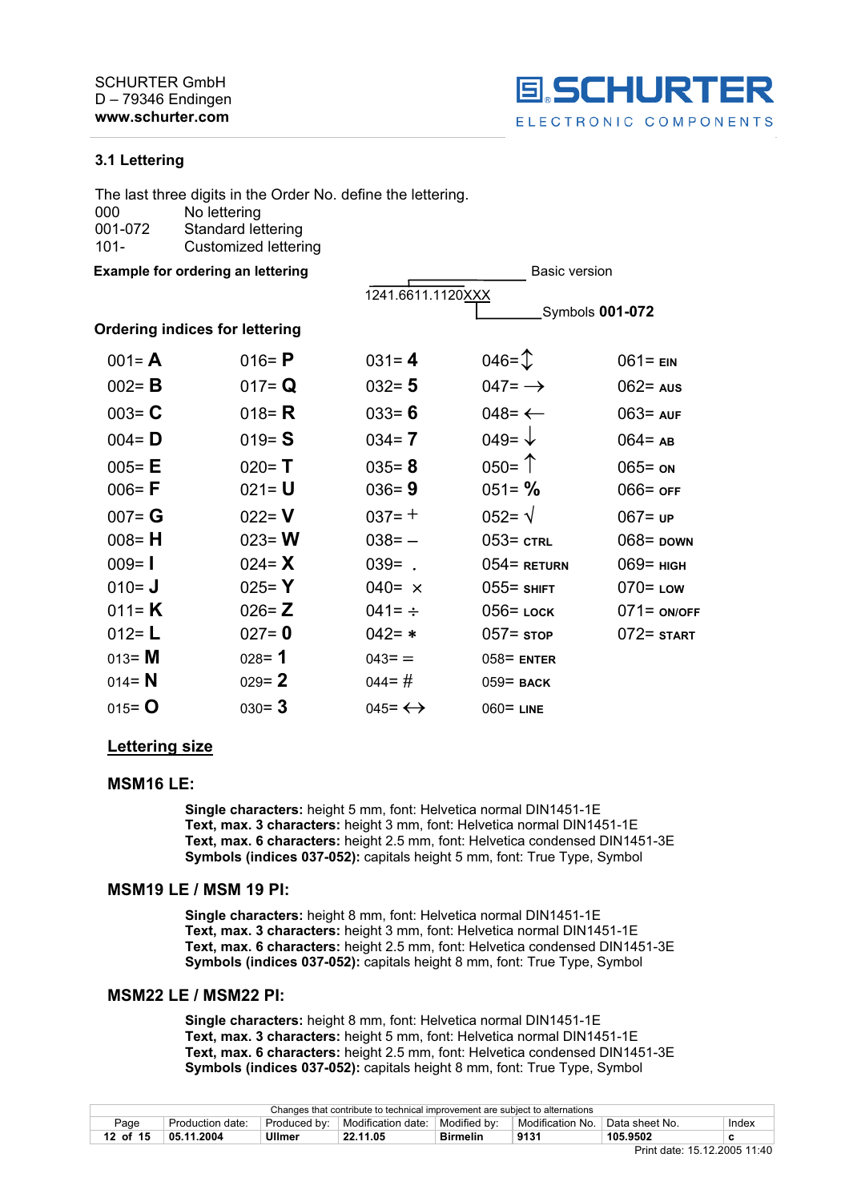SCHURTER GmbH
D – 79346 Endingen
**www.schurter.com**

## 3.1 Lettering

The last three digits in the Order No. define the lettering.

| | |
|---|---|
| 000 | No lettering |
| 001-072 | Standard lettering |
| 101- | Customized lettering |

**Example for ordering an lettering**

1241.6611.1120XXX — Basic version: 1241.6611.1120; Symbols **001-072**: XXX

**Ordering indices for lettering**

| | | | | |
|---|---|---|---|---|
| 001= **A** | 016= **P** | 031= **4** | 046= ↕ | 061= **EIN** |
| 002= **B** | 017= **Q** | 032= **5** | 047= → | 062= **AUS** |
| 003= **C** | 018= **R** | 033= **6** | 048= ← | 063= **AUF** |
| 004= **D** | 019= **S** | 034= **7** | 049= ↓ | 064= **AB** |
| 005= **E** | 020= **T** | 035= **8** | 050= ↑ | 065= **ON** |
| 006= **F** | 021= **U** | 036= **9** | 051= **%** | 066= **OFF** |
| 007= **G** | 022= **V** | 037= + | 052= √ | 067= **UP** |
| 008= **H** | 023= **W** | 038= – | 053= **CTRL** | 068= **DOWN** |
| 009= **I** | 024= **X** | 039= . | 054= **RETURN** | 069= **HIGH** |
| 010= **J** | 025= **Y** | 040= × | 055= **SHIFT** | 070= **LOW** |
| 011= **K** | 026= **Z** | 041= ÷ | 056= **LOCK** | 071= **ON/OFF** |
| 012= **L** | 027= **0** | 042= * | 057= **STOP** | 072= **START** |
| 013= **M** | 028= **1** | 043= = | 058= **ENTER** | |
| 014= **N** | 029= **2** | 044= # | 059= **BACK** | |
| 015= **O** | 030= **3** | 045= ↔ | 060= **LINE** | |

### Lettering size

### MSM16 LE:

**Single characters:** height 5 mm, font: Helvetica normal DIN1451-1E
**Text, max. 3 characters:** height 3 mm, font: Helvetica normal DIN1451-1E
**Text, max. 6 characters:** height 2.5 mm, font: Helvetica condensed DIN1451-3E
**Symbols (indices 037-052):** capitals height 5 mm, font: True Type, Symbol

### MSM19 LE / MSM 19 PI:

**Single characters:** height 8 mm, font: Helvetica normal DIN1451-1E
**Text, max. 3 characters:** height 3 mm, font: Helvetica normal DIN1451-1E
**Text, max. 6 characters:** height 2.5 mm, font: Helvetica condensed DIN1451-3E
**Symbols (indices 037-052):** capitals height 8 mm, font: True Type, Symbol

### MSM22 LE / MSM22 PI:

**Single characters:** height 8 mm, font: Helvetica normal DIN1451-1E
**Text, max. 3 characters:** height 5 mm, font: Helvetica normal DIN1451-1E
**Text, max. 6 characters:** height 2.5 mm, font: Helvetica condensed DIN1451-3E
**Symbols (indices 037-052):** capitals height 8 mm, font: True Type, Symbol

Changes that contribute to technical improvement are subject to alternations

| Page | Production date: | Produced by: | Modification date: | Modified by: | Modification No. | Data sheet No. | Index |
|---|---|---|---|---|---|---|---|
| 12 of 15 | 05.11.2004 | Ullmer | 22.11.05 | Birmelin | 9131 | 105.9502 | c |

Print date: 15.12.2005 11:40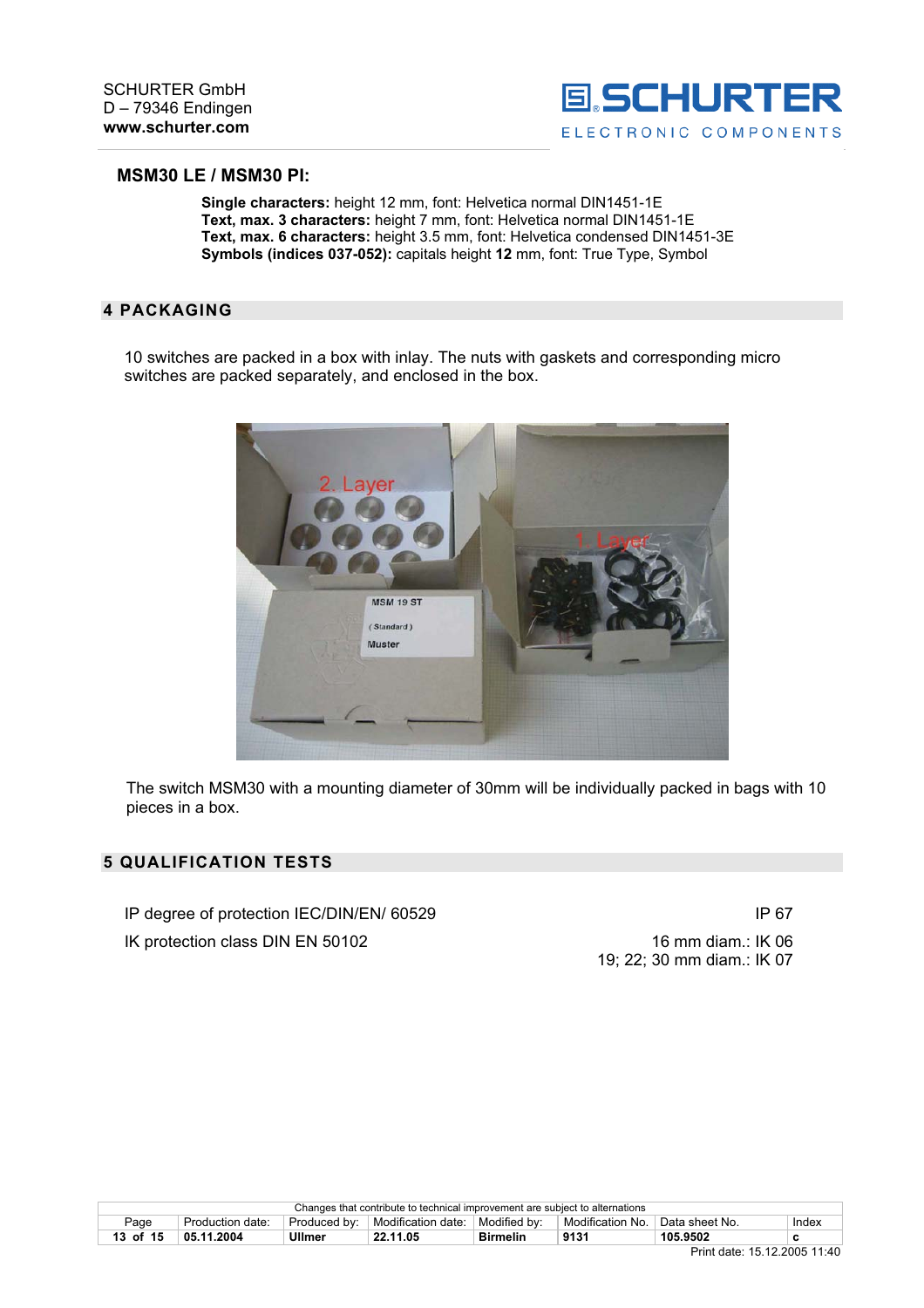### MSM30 LE / MSM30 PI:

**Single characters:** height 12 mm, font: Helvetica normal DIN1451-1E
**Text, max. 3 characters:** height 7 mm, font: Helvetica normal DIN1451-1E
**Text, max. 6 characters:** height 3.5 mm, font: Helvetica condensed DIN1451-3E
**Symbols (indices 037-052):** capitals height **12** mm, font: True Type, Symbol

## 4 PACKAGING

10 switches are packed in a box with inlay. The nuts with gaskets and corresponding micro switches are packed separately, and enclosed in the box.

The switch MSM30 with a mounting diameter of 30mm will be individually packed in bags with 10 pieces in a box.

## 5 QUALIFICATION TESTS

| | |
|---|---|
| IP degree of protection IEC/DIN/EN/ 60529 | IP 67 |
| IK protection class DIN EN 50102 | 16 mm diam.: IK 06<br>19; 22; 30 mm diam.: IK 07 |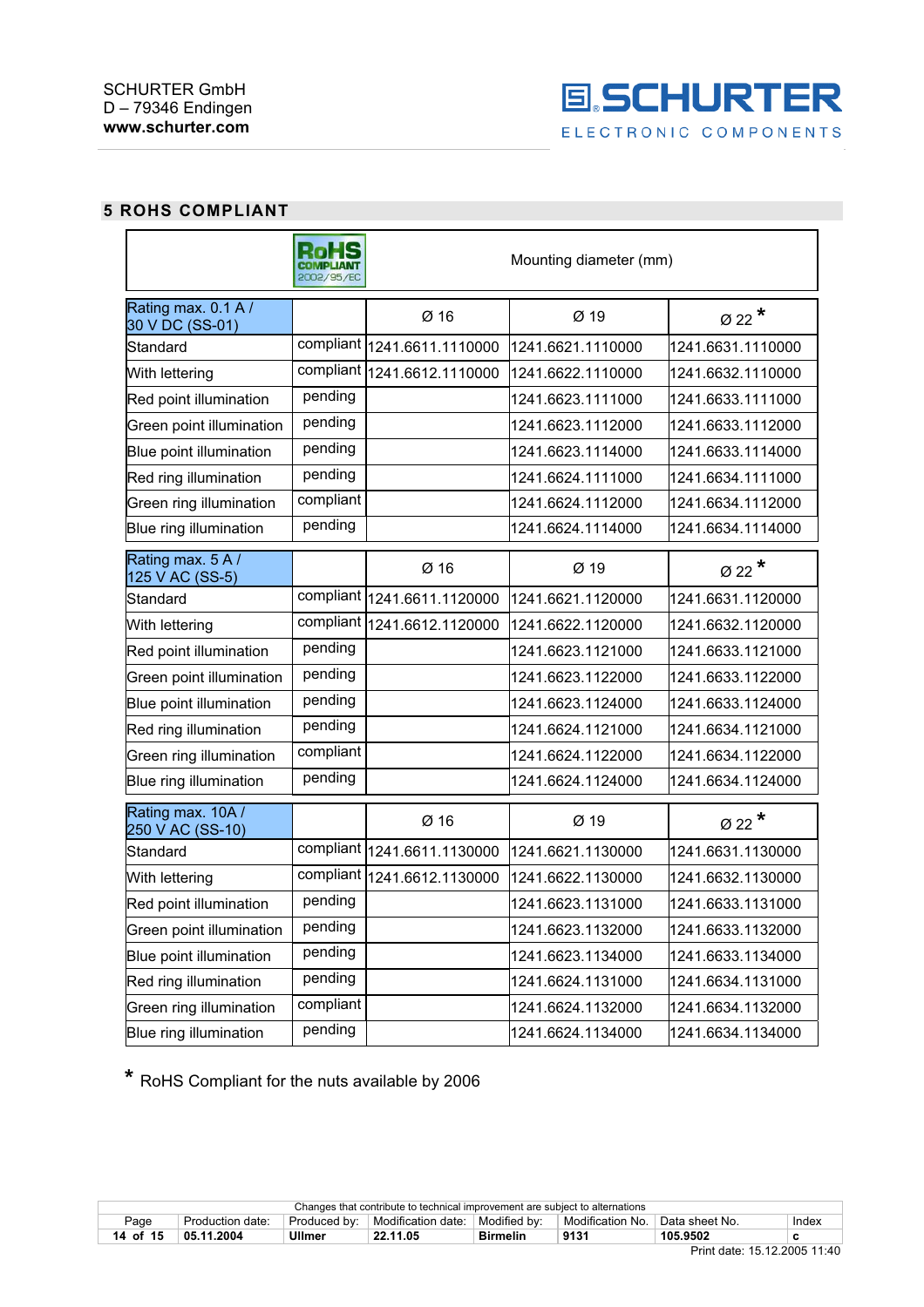## 5 ROHS COMPLIANT

| RoHS COMPLIANT 2002/95/EC | | Mounting diameter (mm) | | |
|---|---|---|---|---|
| **Rating max. 0.1 A / 30 V DC (SS-01)** | | Ø 16 | Ø 19 | Ø 22 * |
| Standard | compliant | 1241.6611.1110000 | 1241.6621.1110000 | 1241.6631.1110000 |
| With lettering | compliant | 1241.6612.1110000 | 1241.6622.1110000 | 1241.6632.1110000 |
| Red point illumination | pending | | 1241.6623.1111000 | 1241.6633.1111000 |
| Green point illumination | pending | | 1241.6623.1112000 | 1241.6633.1112000 |
| Blue point illumination | pending | | 1241.6623.1114000 | 1241.6633.1114000 |
| Red ring illumination | pending | | 1241.6624.1111000 | 1241.6634.1111000 |
| Green ring illumination | compliant | | 1241.6624.1112000 | 1241.6634.1112000 |
| Blue ring illumination | pending | | 1241.6624.1114000 | 1241.6634.1114000 |
| **Rating max. 5 A / 125 V AC (SS-5)** | | Ø 16 | Ø 19 | Ø 22 * |
| Standard | compliant | 1241.6611.1120000 | 1241.6621.1120000 | 1241.6631.1120000 |
| With lettering | compliant | 1241.6612.1120000 | 1241.6622.1120000 | 1241.6632.1120000 |
| Red point illumination | pending | | 1241.6623.1121000 | 1241.6633.1121000 |
| Green point illumination | pending | | 1241.6623.1122000 | 1241.6633.1122000 |
| Blue point illumination | pending | | 1241.6623.1124000 | 1241.6633.1124000 |
| Red ring illumination | pending | | 1241.6624.1121000 | 1241.6634.1121000 |
| Green ring illumination | compliant | | 1241.6624.1122000 | 1241.6634.1122000 |
| Blue ring illumination | pending | | 1241.6624.1124000 | 1241.6634.1124000 |
| **Rating max. 10A / 250 V AC (SS-10)** | | Ø 16 | Ø 19 | Ø 22 * |
| Standard | compliant | 1241.6611.1130000 | 1241.6621.1130000 | 1241.6631.1130000 |
| With lettering | compliant | 1241.6612.1130000 | 1241.6622.1130000 | 1241.6632.1130000 |
| Red point illumination | pending | | 1241.6623.1131000 | 1241.6633.1131000 |
| Green point illumination | pending | | 1241.6623.1132000 | 1241.6633.1132000 |
| Blue point illumination | pending | | 1241.6623.1134000 | 1241.6633.1134000 |
| Red ring illumination | pending | | 1241.6624.1131000 | 1241.6634.1131000 |
| Green ring illumination | compliant | | 1241.6624.1132000 | 1241.6634.1132000 |
| Blue ring illumination | pending | | 1241.6624.1134000 | 1241.6634.1134000 |

\* RoHS Compliant for the nuts available by 2006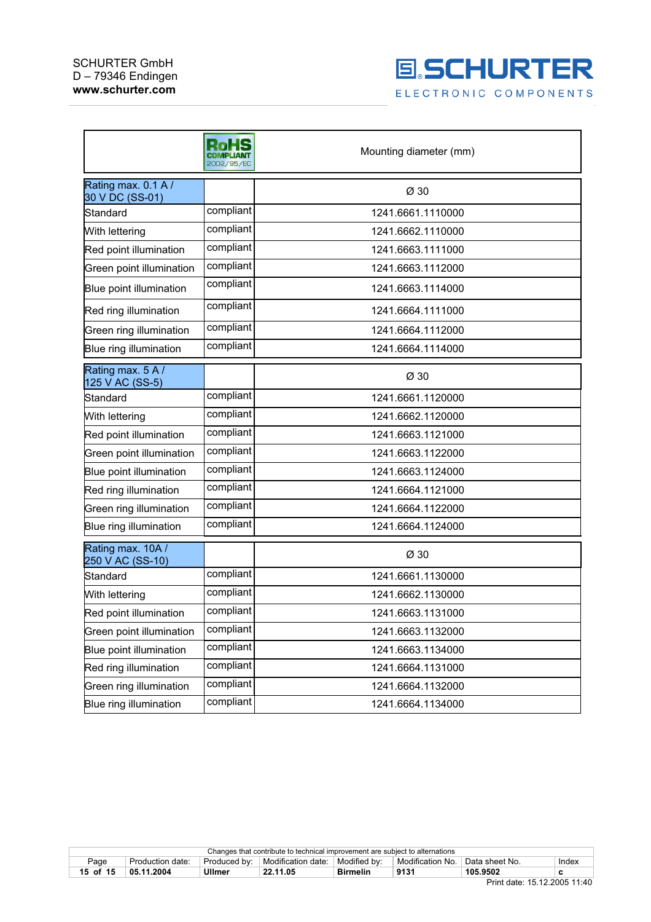SCHURTER GmbH
D – 79346 Endingen
**www.schurter.com**

| | RoHS COMPLIANT 2002/95/EC | Mounting diameter (mm) |
|---|---|---|
| Rating max. 0.1 A / 30 V DC (SS-01) | | Ø 30 |
| Standard | compliant | 1241.6661.1110000 |
| With lettering | compliant | 1241.6662.1110000 |
| Red point illumination | compliant | 1241.6663.1111000 |
| Green point illumination | compliant | 1241.6663.1112000 |
| Blue point illumination | compliant | 1241.6663.1114000 |
| Red ring illumination | compliant | 1241.6664.1111000 |
| Green ring illumination | compliant | 1241.6664.1112000 |
| Blue ring illumination | compliant | 1241.6664.1114000 |
| Rating max. 5 A / 125 V AC (SS-5) | | Ø 30 |
| Standard | compliant | 1241.6661.1120000 |
| With lettering | compliant | 1241.6662.1120000 |
| Red point illumination | compliant | 1241.6663.1121000 |
| Green point illumination | compliant | 1241.6663.1122000 |
| Blue point illumination | compliant | 1241.6663.1124000 |
| Red ring illumination | compliant | 1241.6664.1121000 |
| Green ring illumination | compliant | 1241.6664.1122000 |
| Blue ring illumination | compliant | 1241.6664.1124000 |
| Rating max. 10A / 250 V AC (SS-10) | | Ø 30 |
| Standard | compliant | 1241.6661.1130000 |
| With lettering | compliant | 1241.6662.1130000 |
| Red point illumination | compliant | 1241.6663.1131000 |
| Green point illumination | compliant | 1241.6663.1132000 |
| Blue point illumination | compliant | 1241.6663.1134000 |
| Red ring illumination | compliant | 1241.6664.1131000 |
| Green ring illumination | compliant | 1241.6664.1132000 |
| Blue ring illumination | compliant | 1241.6664.1134000 |

Changes that contribute to technical improvement are subject to alternations

| Page | Production date: | Produced by: | Modification date: | Modified by: | Modification No. | Data sheet No. | Index |
|---|---|---|---|---|---|---|---|
| **15 of 15** | **05.11.2004** | **Ullmer** | **22.11.05** | **Birmelin** | **9131** | **105.9502** | **c** |

Print date: 15.12.2005 11:40